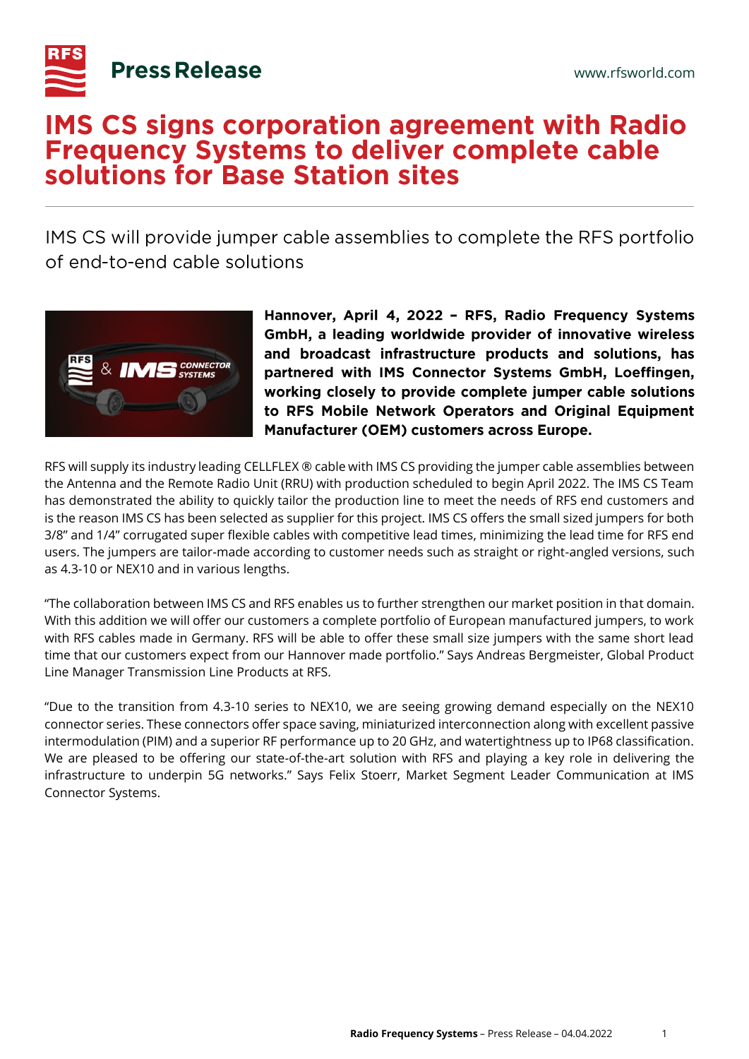# IMS CS signs corporation agreement with Radio Frequency Systems to deliver complete cable solutions for Base Station sites

## IMS CS will provide jumper cable assemblies to complete the RFS portfolio of end-to-end cable solutions

**Hannover, April 4, 2022 – RFS, Radio Frequency Systems GmbH, a leading worldwide provider of innovative wireless and broadcast infrastructure products and solutions, has partnered with IMS Connector Systems GmbH, Loeffingen, working closely to provide complete jumper cable solutions to RFS Mobile Network Operators and Original Equipment Manufacturer (OEM) customers across Europe.**

RFS will supply its industry leading CELLFLEX ® cable with IMS CS providing the jumper cable assemblies between the Antenna and the Remote Radio Unit (RRU) with production scheduled to begin April 2022. The IMS CS Team has demonstrated the ability to quickly tailor the production line to meet the needs of RFS end customers and is the reason IMS CS has been selected as supplier for this project. IMS CS offers the small sized jumpers for both 3/8" and 1/4" corrugated super flexible cables with competitive lead times, minimizing the lead time for RFS end users. The jumpers are tailor-made according to customer needs such as straight or right-angled versions, such as 4.3-10 or NEX10 and in various lengths.

"The collaboration between IMS CS and RFS enables us to further strengthen our market position in that domain. With this addition we will offer our customers a complete portfolio of European manufactured jumpers, to work with RFS cables made in Germany. RFS will be able to offer these small size jumpers with the same short lead time that our customers expect from our Hannover made portfolio." Says Andreas Bergmeister, Global Product Line Manager Transmission Line Products at RFS.

"Due to the transition from 4.3-10 series to NEX10, we are seeing growing demand especially on the NEX10 connector series. These connectors offer space saving, miniaturized interconnection along with excellent passive intermodulation (PIM) and a superior RF performance up to 20 GHz, and watertightness up to IP68 classification. We are pleased to be offering our state-of-the-art solution with RFS and playing a key role in delivering the infrastructure to underpin 5G networks." Says Felix Stoerr, Market Segment Leader Communication at IMS Connector Systems.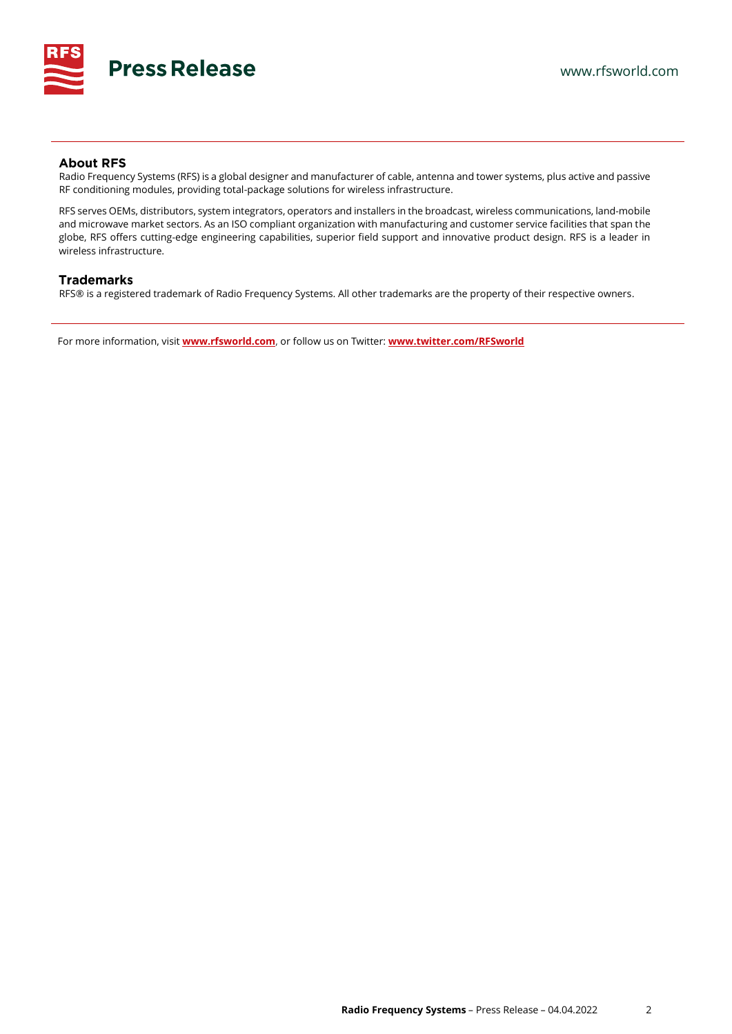## About RFS

Radio Frequency Systems (RFS) is a global designer and manufacturer of cable, antenna and tower systems, plus active and passive RF conditioning modules, providing total-package solutions for wireless infrastructure.

RFS serves OEMs, distributors, system integrators, operators and installers in the broadcast, wireless communications, land-mobile and microwave market sectors. As an ISO compliant organization with manufacturing and customer service facilities that span the globe, RFS offers cutting-edge engineering capabilities, superior field support and innovative product design. RFS is a leader in wireless infrastructure.

## Trademarks

RFS® is a registered trademark of Radio Frequency Systems. All other trademarks are the property of their respective owners.

For more information, visit **www.rfsworld.com**, or follow us on Twitter: **www.twitter.com/RFSworld**